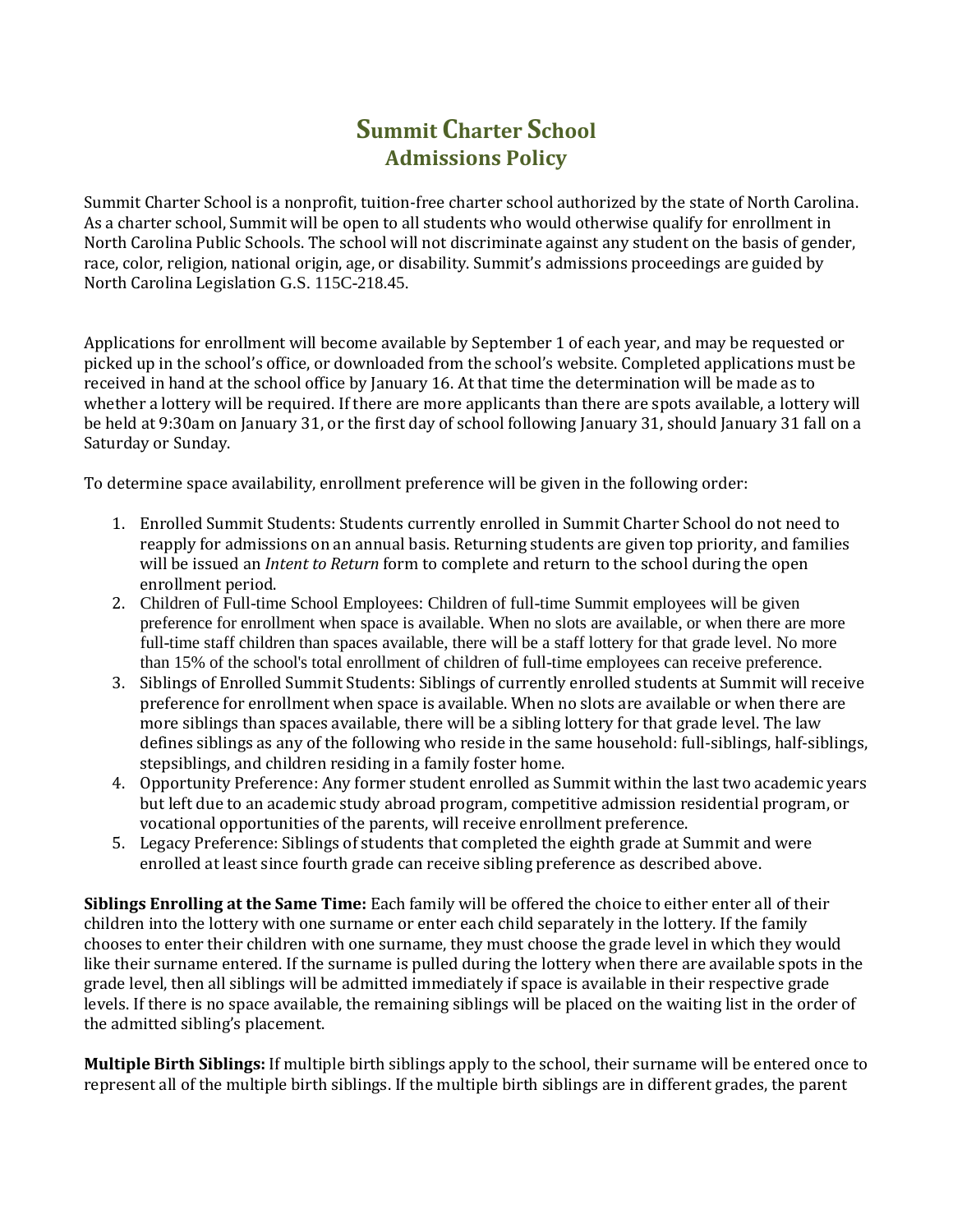# Summit Charter School
## Admissions Policy

Summit Charter School is a nonprofit, tuition-free charter school authorized by the state of North Carolina. As a charter school, Summit will be open to all students who would otherwise qualify for enrollment in North Carolina Public Schools. The school will not discriminate against any student on the basis of gender, race, color, religion, national origin, age, or disability. Summit's admissions proceedings are guided by North Carolina Legislation G.S. 115C-218.45.

Applications for enrollment will become available by September 1 of each year, and may be requested or picked up in the school's office, or downloaded from the school's website. Completed applications must be received in hand at the school office by January 16. At that time the determination will be made as to whether a lottery will be required. If there are more applicants than there are spots available, a lottery will be held at 9:30am on January 31, or the first day of school following January 31, should January 31 fall on a Saturday or Sunday.

To determine space availability, enrollment preference will be given in the following order:

1. Enrolled Summit Students: Students currently enrolled in Summit Charter School do not need to reapply for admissions on an annual basis. Returning students are given top priority, and families will be issued an *Intent to Return* form to complete and return to the school during the open enrollment period.
2. Children of Full-time School Employees: Children of full-time Summit employees will be given preference for enrollment when space is available. When no slots are available, or when there are more full-time staff children than spaces available, there will be a staff lottery for that grade level. No more than 15% of the school's total enrollment of children of full-time employees can receive preference.
3. Siblings of Enrolled Summit Students: Siblings of currently enrolled students at Summit will receive preference for enrollment when space is available. When no slots are available or when there are more siblings than spaces available, there will be a sibling lottery for that grade level. The law defines siblings as any of the following who reside in the same household: full-siblings, half-siblings, stepsiblings, and children residing in a family foster home.
4. Opportunity Preference: Any former student enrolled as Summit within the last two academic years but left due to an academic study abroad program, competitive admission residential program, or vocational opportunities of the parents, will receive enrollment preference.
5. Legacy Preference: Siblings of students that completed the eighth grade at Summit and were enrolled at least since fourth grade can receive sibling preference as described above.

**Siblings Enrolling at the Same Time:** Each family will be offered the choice to either enter all of their children into the lottery with one surname or enter each child separately in the lottery. If the family chooses to enter their children with one surname, they must choose the grade level in which they would like their surname entered. If the surname is pulled during the lottery when there are available spots in the grade level, then all siblings will be admitted immediately if space is available in their respective grade levels. If there is no space available, the remaining siblings will be placed on the waiting list in the order of the admitted sibling's placement.

**Multiple Birth Siblings:** If multiple birth siblings apply to the school, their surname will be entered once to represent all of the multiple birth siblings. If the multiple birth siblings are in different grades, the parent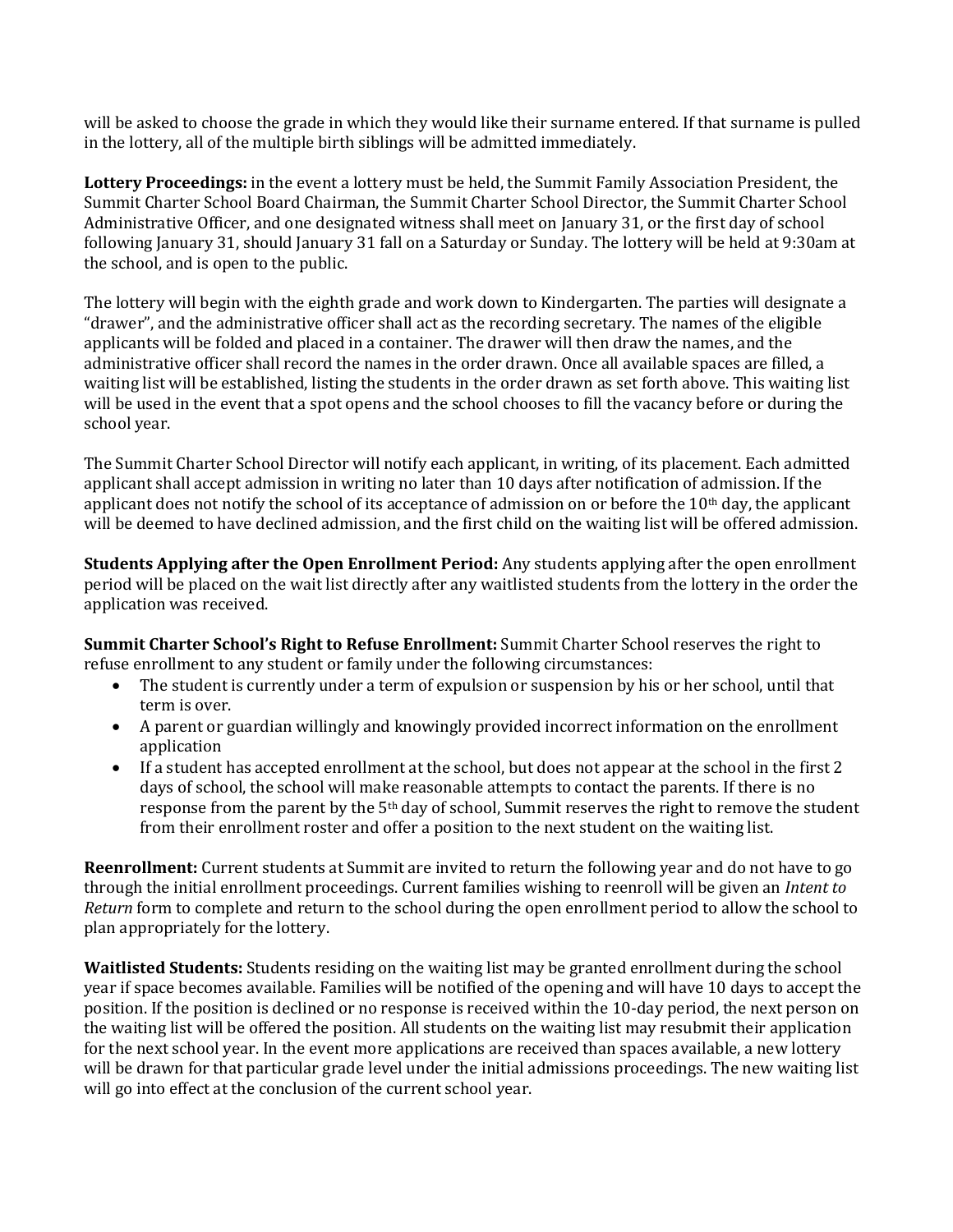will be asked to choose the grade in which they would like their surname entered. If that surname is pulled in the lottery, all of the multiple birth siblings will be admitted immediately.

**Lottery Proceedings:** in the event a lottery must be held, the Summit Family Association President, the Summit Charter School Board Chairman, the Summit Charter School Director, the Summit Charter School Administrative Officer, and one designated witness shall meet on January 31, or the first day of school following January 31, should January 31 fall on a Saturday or Sunday. The lottery will be held at 9:30am at the school, and is open to the public.

The lottery will begin with the eighth grade and work down to Kindergarten. The parties will designate a "drawer", and the administrative officer shall act as the recording secretary. The names of the eligible applicants will be folded and placed in a container. The drawer will then draw the names, and the administrative officer shall record the names in the order drawn. Once all available spaces are filled, a waiting list will be established, listing the students in the order drawn as set forth above. This waiting list will be used in the event that a spot opens and the school chooses to fill the vacancy before or during the school year.

The Summit Charter School Director will notify each applicant, in writing, of its placement. Each admitted applicant shall accept admission in writing no later than 10 days after notification of admission. If the applicant does not notify the school of its acceptance of admission on or before the 10th day, the applicant will be deemed to have declined admission, and the first child on the waiting list will be offered admission.

**Students Applying after the Open Enrollment Period:** Any students applying after the open enrollment period will be placed on the wait list directly after any waitlisted students from the lottery in the order the application was received.

**Summit Charter School's Right to Refuse Enrollment:** Summit Charter School reserves the right to refuse enrollment to any student or family under the following circumstances:

- The student is currently under a term of expulsion or suspension by his or her school, until that term is over.
- A parent or guardian willingly and knowingly provided incorrect information on the enrollment application
- If a student has accepted enrollment at the school, but does not appear at the school in the first 2 days of school, the school will make reasonable attempts to contact the parents. If there is no response from the parent by the 5th day of school, Summit reserves the right to remove the student from their enrollment roster and offer a position to the next student on the waiting list.

**Reenrollment:** Current students at Summit are invited to return the following year and do not have to go through the initial enrollment proceedings. Current families wishing to reenroll will be given an *Intent to Return* form to complete and return to the school during the open enrollment period to allow the school to plan appropriately for the lottery.

**Waitlisted Students:** Students residing on the waiting list may be granted enrollment during the school year if space becomes available. Families will be notified of the opening and will have 10 days to accept the position. If the position is declined or no response is received within the 10-day period, the next person on the waiting list will be offered the position. All students on the waiting list may resubmit their application for the next school year. In the event more applications are received than spaces available, a new lottery will be drawn for that particular grade level under the initial admissions proceedings. The new waiting list will go into effect at the conclusion of the current school year.